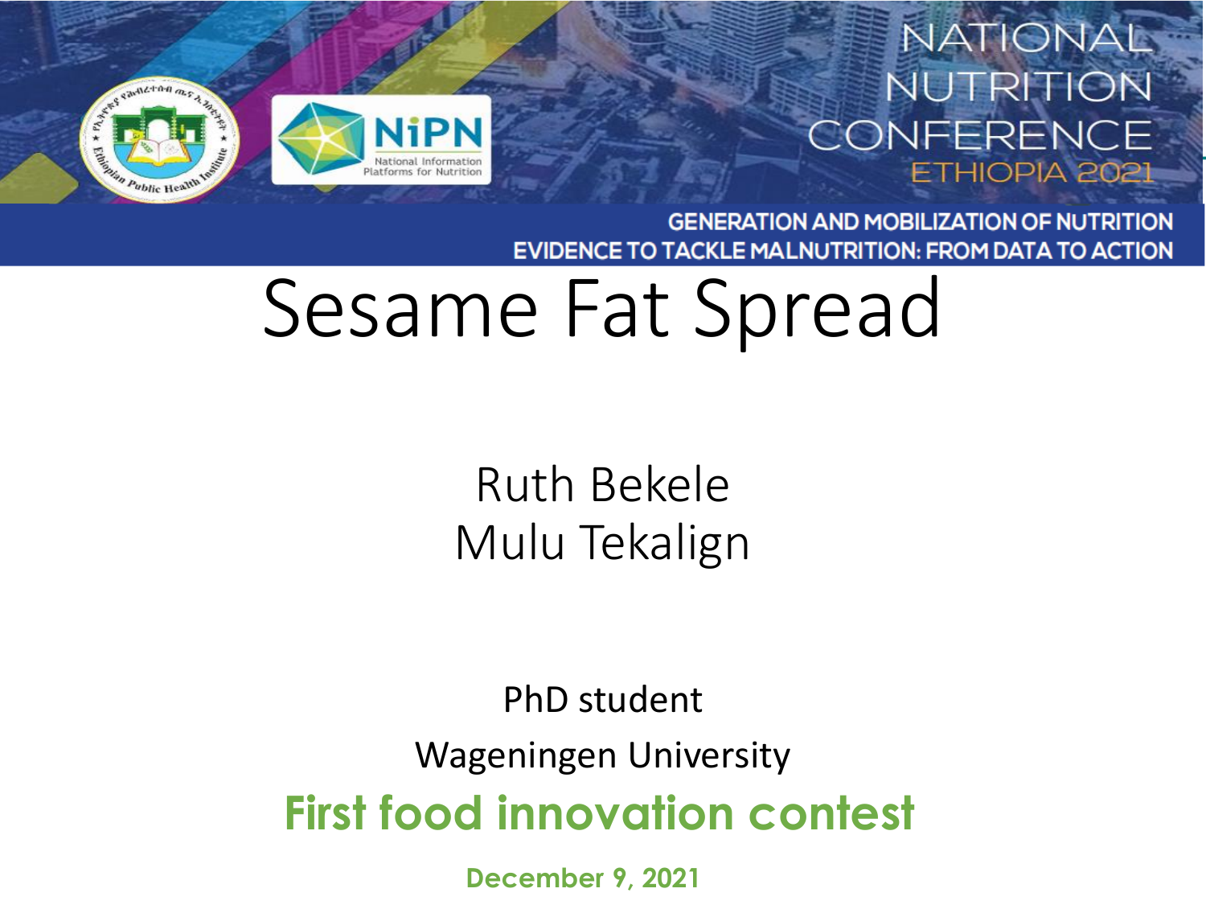NATIONAL NUTRITION CONFERENCE ETHIOPIA 2021

GENERATION AND MOBILIZATION OF NUTRITION EVIDENCE TO TACKLE MALNUTRITION: FROM DATA TO ACTION

# Sesame Fat Spread

Ruth Bekele
Mulu Tekalign

PhD student

Wageningen University

**First food innovation contest**

**December 9, 2021**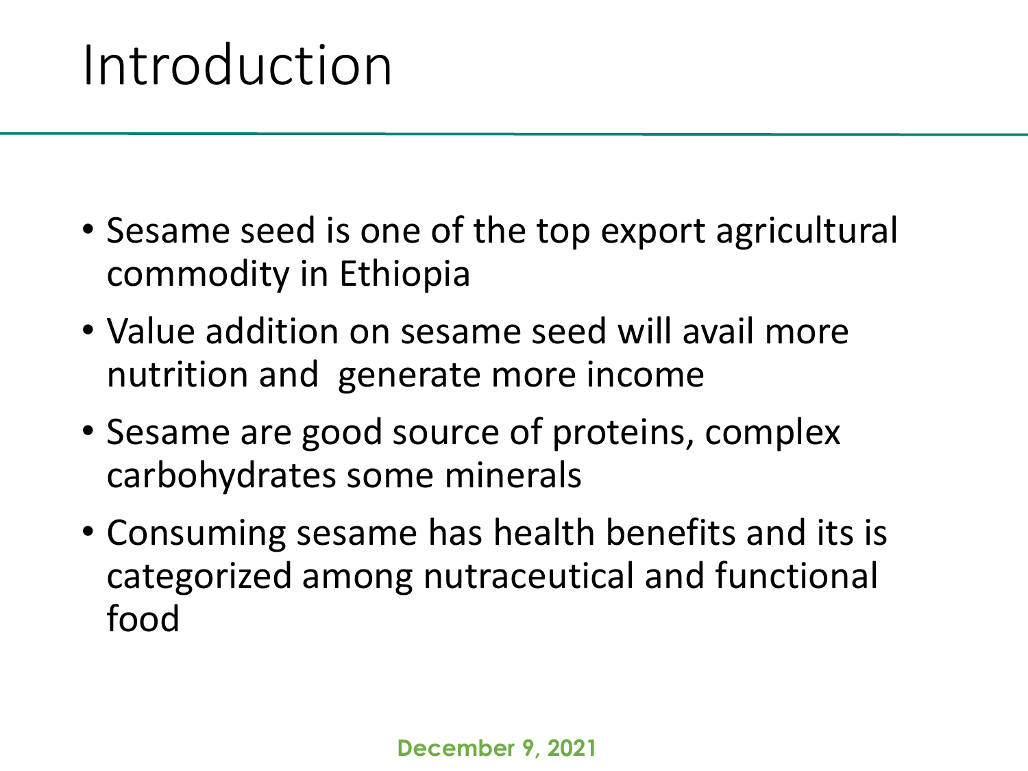# Introduction

- Sesame seed is one of the top export agricultural commodity in Ethiopia
- Value addition on sesame seed will avail more nutrition and generate more income
- Sesame are good source of proteins, complex carbohydrates some minerals
- Consuming sesame has health benefits and its is categorized among nutraceutical and functional food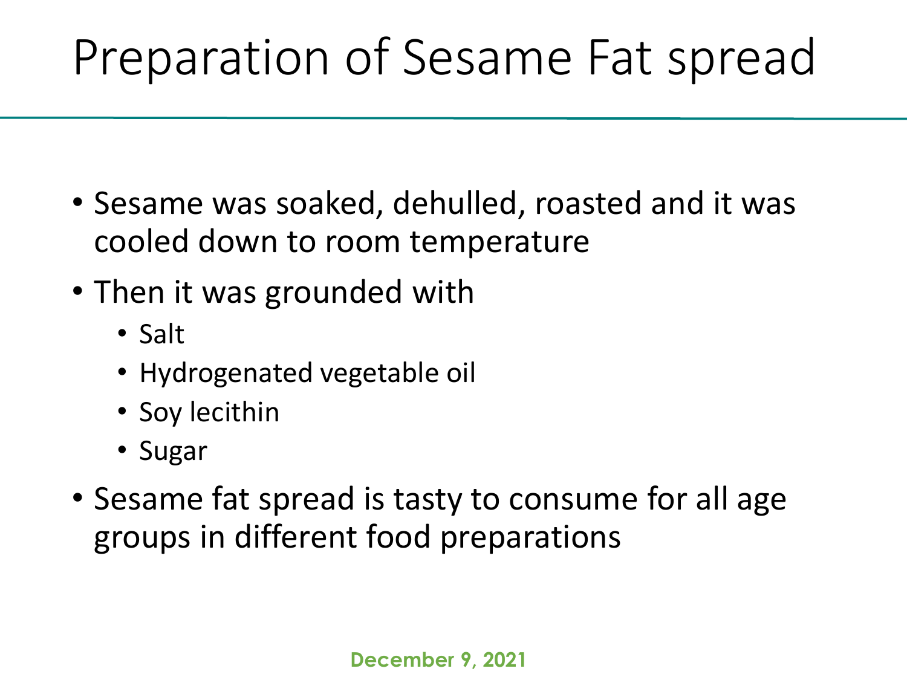# Preparation of Sesame Fat spread

- Sesame was soaked, dehulled, roasted and it was cooled down to room temperature
- Then it was grounded with
  - Salt
  - Hydrogenated vegetable oil
  - Soy lecithin
  - Sugar
- Sesame fat spread is tasty to consume for all age groups in different food preparations

December 9, 2021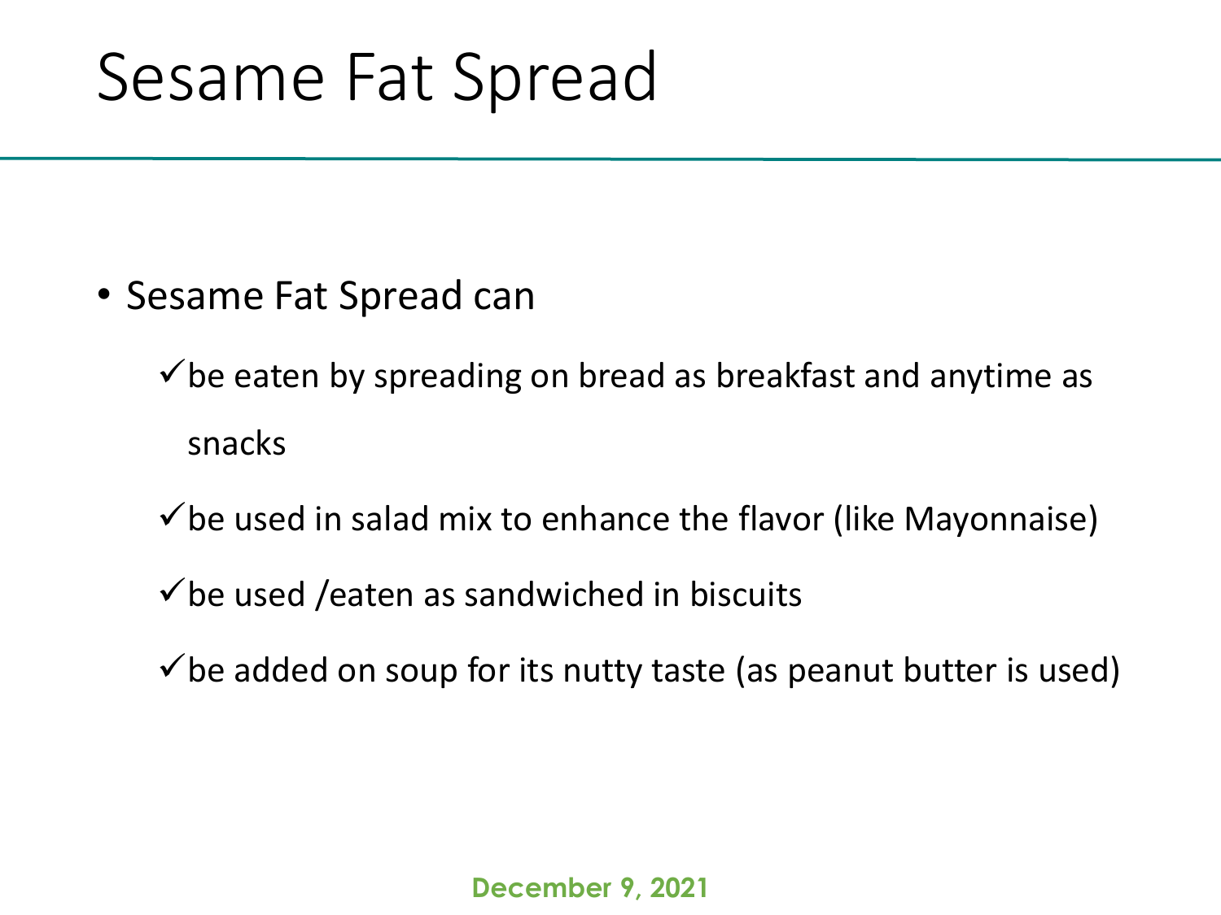# Sesame Fat Spread

- Sesame Fat Spread can
  - ✓ be eaten by spreading on bread as breakfast and anytime as snacks
  - ✓ be used in salad mix to enhance the flavor (like Mayonnaise)
  - ✓ be used /eaten as sandwiched in biscuits
  - ✓ be added on soup for its nutty taste (as peanut butter is used)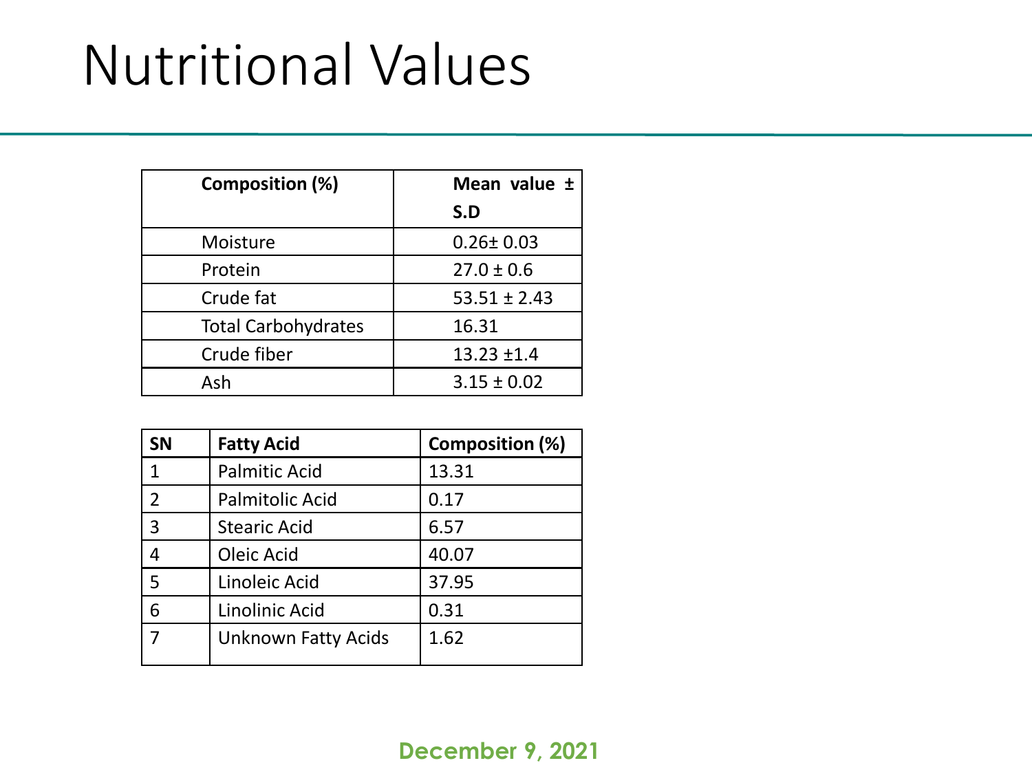# Nutritional Values

| Composition (%) | Mean value ± S.D |
|---|---|
| Moisture | 0.26± 0.03 |
| Protein | 27.0 ± 0.6 |
| Crude fat | 53.51 ± 2.43 |
| Total Carbohydrates | 16.31 |
| Crude fiber | 13.23 ±1.4 |
| Ash | 3.15 ± 0.02 |

| SN | Fatty Acid | Composition (%) |
|---|---|---|
| 1 | Palmitic Acid | 13.31 |
| 2 | Palmitolic Acid | 0.17 |
| 3 | Stearic Acid | 6.57 |
| 4 | Oleic Acid | 40.07 |
| 5 | Linoleic Acid | 37.95 |
| 6 | Linolinic Acid | 0.31 |
| 7 | Unknown Fatty Acids | 1.62 |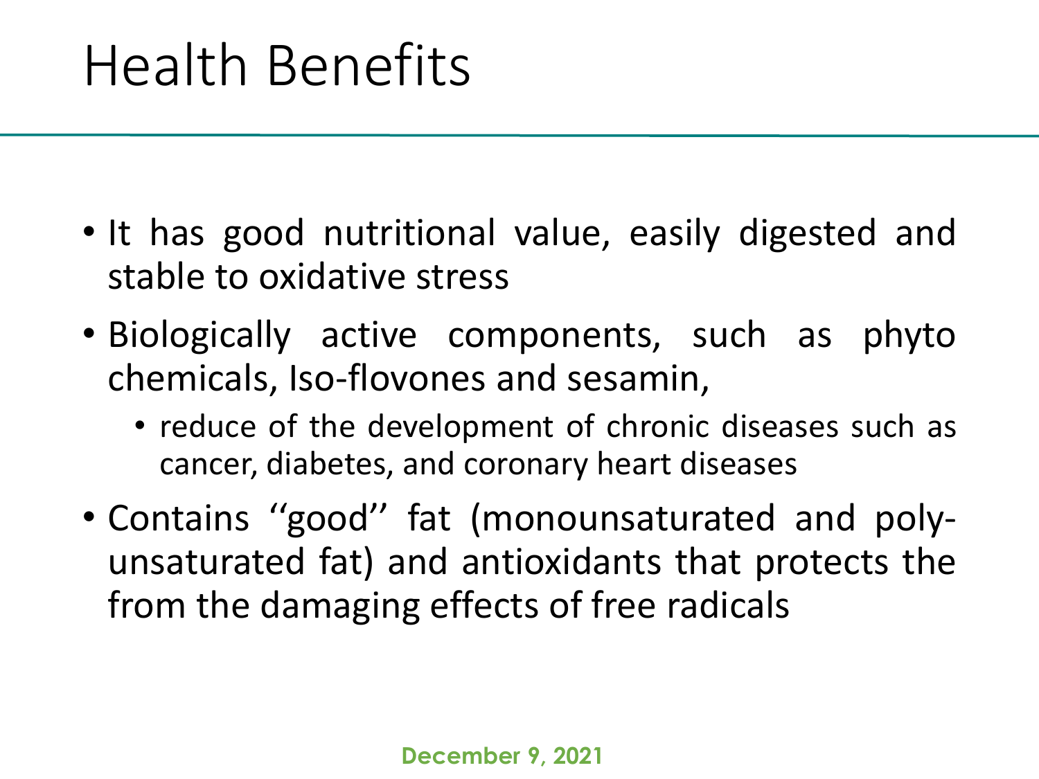# Health Benefits

- It has good nutritional value, easily digested and stable to oxidative stress
- Biologically active components, such as phyto chemicals, Iso-flovones and sesamin,
  - reduce of the development of chronic diseases such as cancer, diabetes, and coronary heart diseases
- Contains ‘‘good’’ fat (monounsaturated and poly-unsaturated fat) and antioxidants that protects the from the damaging effects of free radicals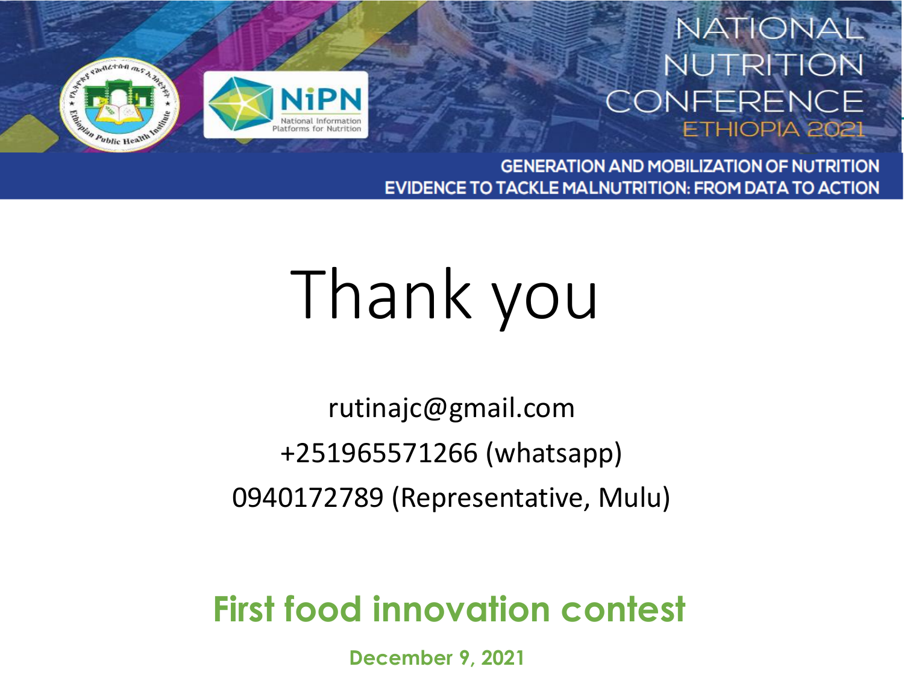NATIONAL NUTRITION CONFERENCE

ETHIOPIA 2021

GENERATION AND MOBILIZATION OF NUTRITION EVIDENCE TO TACKLE MALNUTRITION: FROM DATA TO ACTION

# Thank you

rutinajc@gmail.com

+251965571266 (whatsapp)

0940172789 (Representative, Mulu)

**First food innovation contest**

**December 9, 2021**